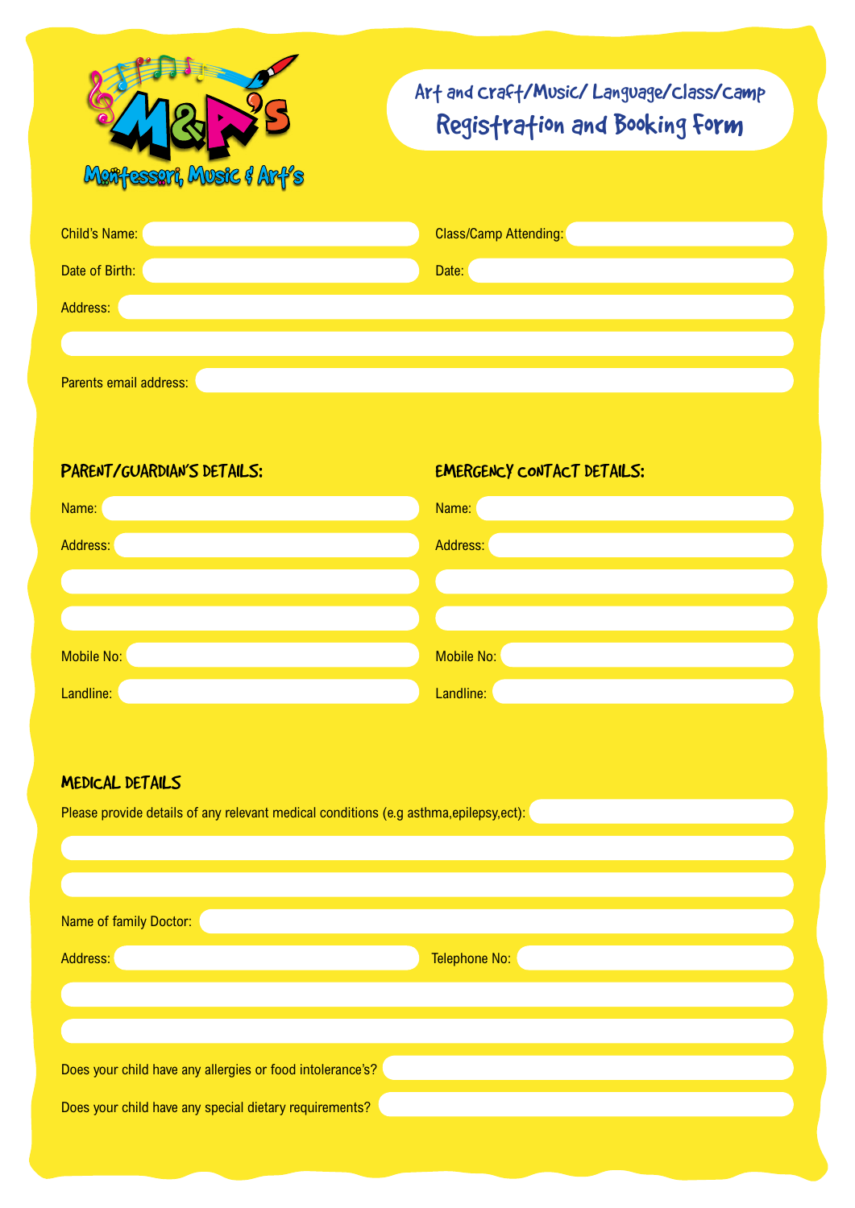M&P's
Montessori, Music & Art's

## Art and craft/Music/ Language/class/camp
# Registration and Booking Form

Child's Name: 

Class/Camp Attending: 

Date of Birth: 

Date: 

Address: 

Parents email address: 

## PARENT/GUARDIAN'S DETAILS:

Name: 

Address: 

Mobile No: 

Landline: 

## EMERGENCY CONTACT DETAILS:

Name: 

Address: 

Mobile No: 

Landline: 

## MEDICAL DETAILS

Please provide details of any relevant medical conditions (e.g asthma,epilepsy,ect): 

Name of family Doctor: 

Address: 

Telephone No: 

Does your child have any allergies or food intolerance's? 

Does your child have any special dietary requirements?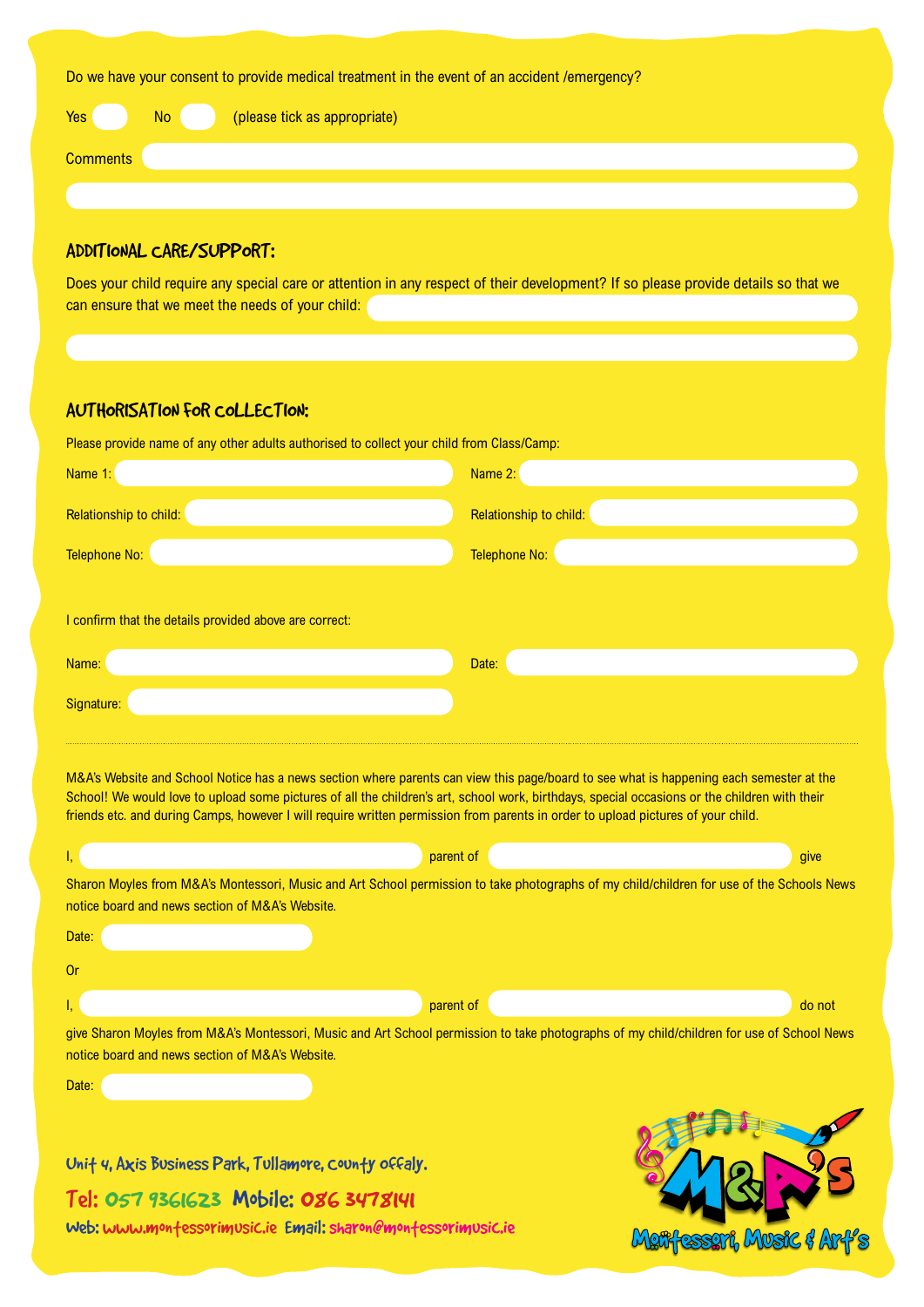Do we have your consent to provide medical treatment in the event of an accident /emergency?

Yes ☐ No ☐ (please tick as appropriate)

Comments

## ADDITIONAL CARE/SUPPORT:

Does your child require any special care or attention in any respect of their development? If so please provide details so that we can ensure that we meet the needs of your child:

## AUTHORISATION FOR COLLECTION:

Please provide name of any other adults authorised to collect your child from Class/Camp:

Name 1:

Relationship to child:

Telephone No:

Name 2:

Relationship to child:

Telephone No:

I confirm that the details provided above are correct:

Name:

Date:

Signature:

---

M&A's Website and School Notice has a news section where parents can view this page/board to see what is happening each semester at the School! We would love to upload some pictures of all the children's art, school work, birthdays, special occasions or the children with their friends etc. and during Camps, however I will require written permission from parents in order to upload pictures of your child.

I, ______ parent of ______ give Sharon Moyles from M&A's Montessori, Music and Art School permission to take photographs of my child/children for use of the Schools News notice board and news section of M&A's Website.

Date:

Or

I, ______ parent of ______ do not give Sharon Moyles from M&A's Montessori, Music and Art School permission to take photographs of my child/children for use of School News notice board and news section of M&A's Website.

Date:

Unit 4, Axis Business Park, Tullamore, County Offaly.

Tel: 057 9361623 Mobile: 086 3478141

Web: www.montessorimusic.ie Email: sharon@montessorimusic.ie

M&A's Montessori, Music & Art's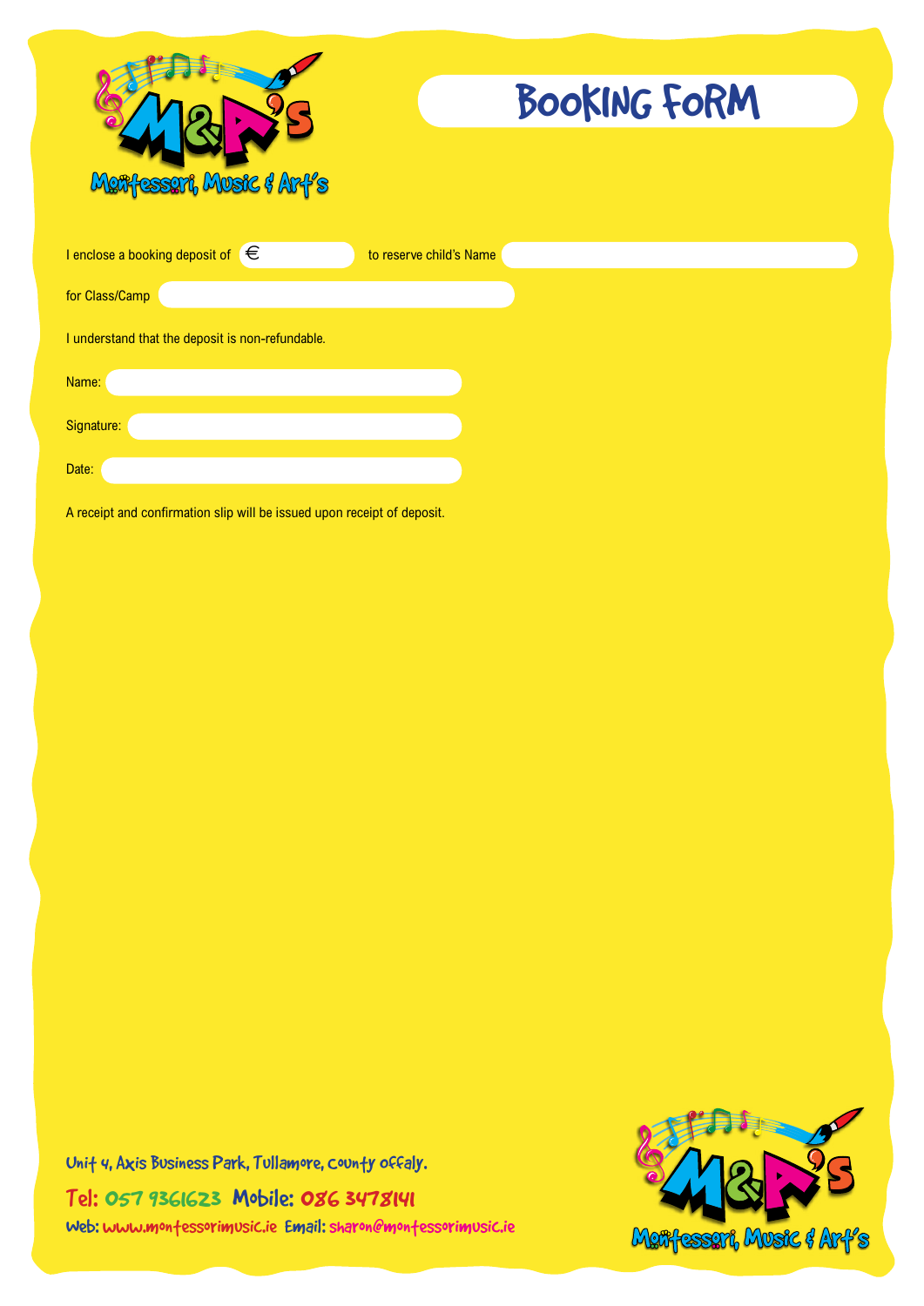Montessori, Music & Art's

# BOOKING FORM

I enclose a booking deposit of € ______ to reserve child's Name ______

for Class/Camp ______

I understand that the deposit is non-refundable.

Name: ______

Signature: ______

Date: ______

A receipt and confirmation slip will be issued upon receipt of deposit.

Unit 4, Axis Business Park, Tullamore, County Offaly.

Tel: 057 9361623 Mobile: 086 3478141

Web: www.montessorimusic.ie Email: sharon@montessorimusic.ie

Montessori, Music & Art's